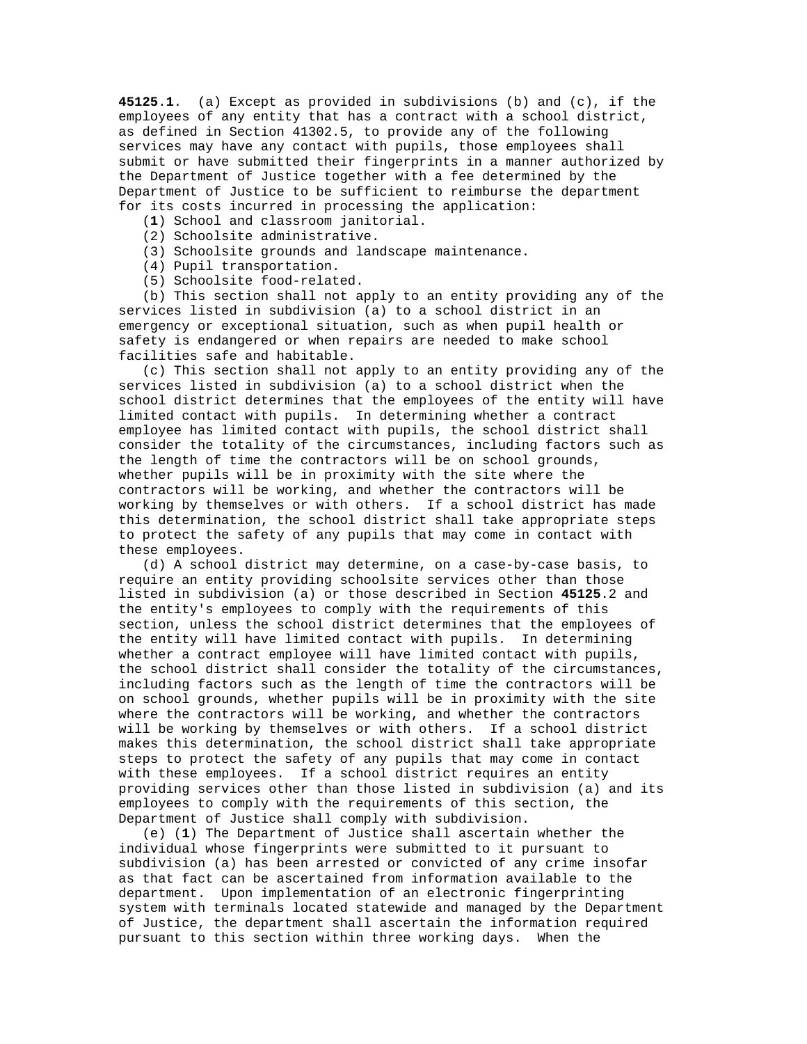**45125**.**1**. (a) Except as provided in subdivisions (b) and (c), if the employees of any entity that has a contract with a school district, as defined in Section 41302.5, to provide any of the following services may have any contact with pupils, those employees shall submit or have submitted their fingerprints in a manner authorized by the Department of Justice together with a fee determined by the Department of Justice to be sufficient to reimburse the department for its costs incurred in processing the application:

(**1**) School and classroom janitorial.

(2) Schoolsite administrative.

(3) Schoolsite grounds and landscape maintenance.

(4) Pupil transportation.

(5) Schoolsite food-related.

(b) This section shall not apply to an entity providing any of the services listed in subdivision (a) to a school district in an emergency or exceptional situation, such as when pupil health or safety is endangered or when repairs are needed to make school facilities safe and habitable.

(c) This section shall not apply to an entity providing any of the services listed in subdivision (a) to a school district when the school district determines that the employees of the entity will have limited contact with pupils. In determining whether a contract employee has limited contact with pupils, the school district shall consider the totality of the circumstances, including factors such as the length of time the contractors will be on school grounds, whether pupils will be in proximity with the site where the contractors will be working, and whether the contractors will be working by themselves or with others. If a school district has made this determination, the school district shall take appropriate steps to protect the safety of any pupils that may come in contact with these employees.

(d) A school district may determine, on a case-by-case basis, to require an entity providing schoolsite services other than those listed in subdivision (a) or those described in Section **45125**.2 and the entity's employees to comply with the requirements of this section, unless the school district determines that the employees of the entity will have limited contact with pupils. In determining whether a contract employee will have limited contact with pupils, the school district shall consider the totality of the circumstances, including factors such as the length of time the contractors will be on school grounds, whether pupils will be in proximity with the site where the contractors will be working, and whether the contractors will be working by themselves or with others. If a school district makes this determination, the school district shall take appropriate steps to protect the safety of any pupils that may come in contact with these employees. If a school district requires an entity providing services other than those listed in subdivision (a) and its employees to comply with the requirements of this section, the Department of Justice shall comply with subdivision.

(e) (**1**) The Department of Justice shall ascertain whether the individual whose fingerprints were submitted to it pursuant to subdivision (a) has been arrested or convicted of any crime insofar as that fact can be ascertained from information available to the department. Upon implementation of an electronic fingerprinting system with terminals located statewide and managed by the Department of Justice, the department shall ascertain the information required pursuant to this section within three working days. When the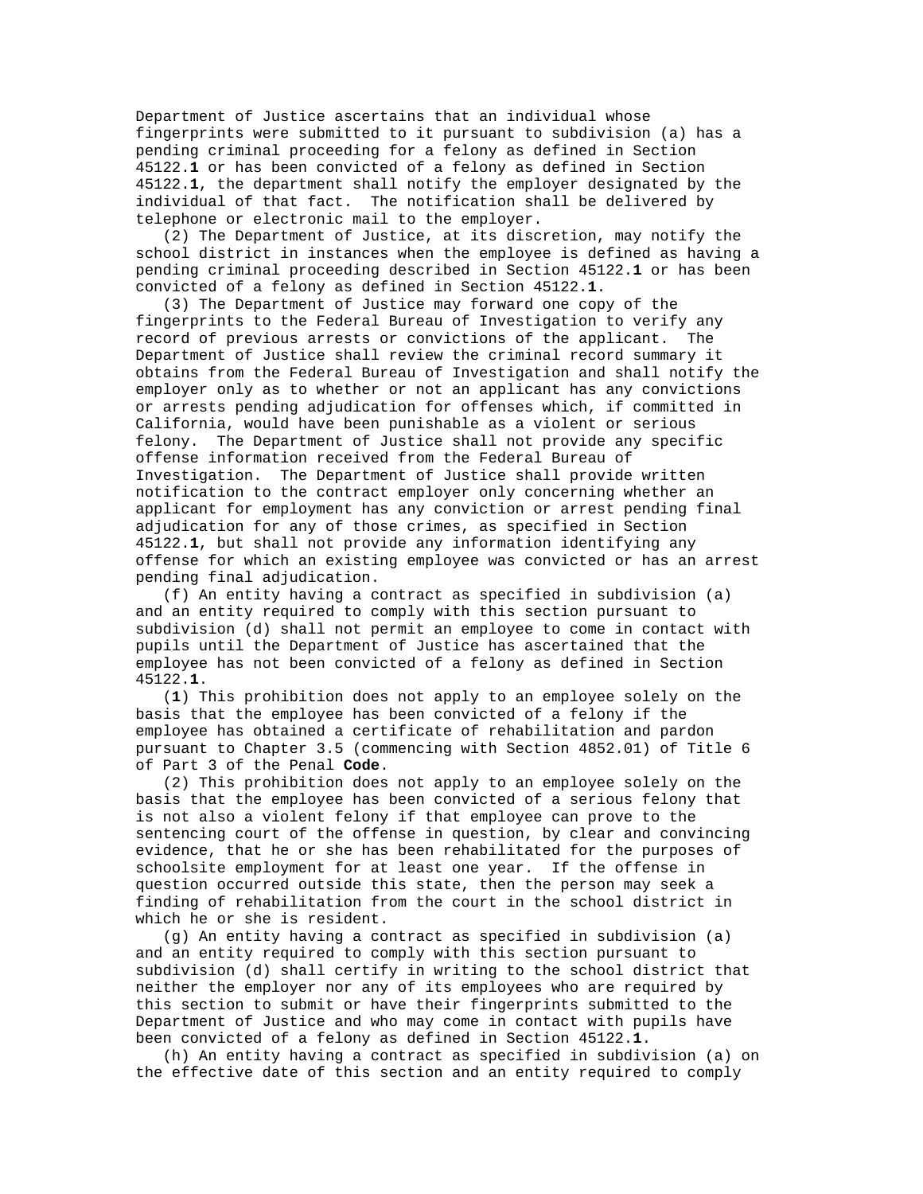Department of Justice ascertains that an individual whose fingerprints were submitted to it pursuant to subdivision (a) has a pending criminal proceeding for a felony as defined in Section 45122.**1** or has been convicted of a felony as defined in Section 45122.**1**, the department shall notify the employer designated by the individual of that fact. The notification shall be delivered by telephone or electronic mail to the employer.

(2) The Department of Justice, at its discretion, may notify the school district in instances when the employee is defined as having a pending criminal proceeding described in Section 45122.**1** or has been convicted of a felony as defined in Section 45122.**1**.

(3) The Department of Justice may forward one copy of the fingerprints to the Federal Bureau of Investigation to verify any record of previous arrests or convictions of the applicant. The Department of Justice shall review the criminal record summary it obtains from the Federal Bureau of Investigation and shall notify the employer only as to whether or not an applicant has any convictions or arrests pending adjudication for offenses which, if committed in California, would have been punishable as a violent or serious felony. The Department of Justice shall not provide any specific offense information received from the Federal Bureau of Investigation. The Department of Justice shall provide written notification to the contract employer only concerning whether an applicant for employment has any conviction or arrest pending final adjudication for any of those crimes, as specified in Section 45122.**1**, but shall not provide any information identifying any offense for which an existing employee was convicted or has an arrest pending final adjudication.

(f) An entity having a contract as specified in subdivision (a) and an entity required to comply with this section pursuant to subdivision (d) shall not permit an employee to come in contact with pupils until the Department of Justice has ascertained that the employee has not been convicted of a felony as defined in Section 45122.**1**.

(**1**) This prohibition does not apply to an employee solely on the basis that the employee has been convicted of a felony if the employee has obtained a certificate of rehabilitation and pardon pursuant to Chapter 3.5 (commencing with Section 4852.01) of Title 6 of Part 3 of the Penal **Code**.

(2) This prohibition does not apply to an employee solely on the basis that the employee has been convicted of a serious felony that is not also a violent felony if that employee can prove to the sentencing court of the offense in question, by clear and convincing evidence, that he or she has been rehabilitated for the purposes of schoolsite employment for at least one year. If the offense in question occurred outside this state, then the person may seek a finding of rehabilitation from the court in the school district in which he or she is resident.

(g) An entity having a contract as specified in subdivision (a) and an entity required to comply with this section pursuant to subdivision (d) shall certify in writing to the school district that neither the employer nor any of its employees who are required by this section to submit or have their fingerprints submitted to the Department of Justice and who may come in contact with pupils have been convicted of a felony as defined in Section 45122.**1**.

(h) An entity having a contract as specified in subdivision (a) on the effective date of this section and an entity required to comply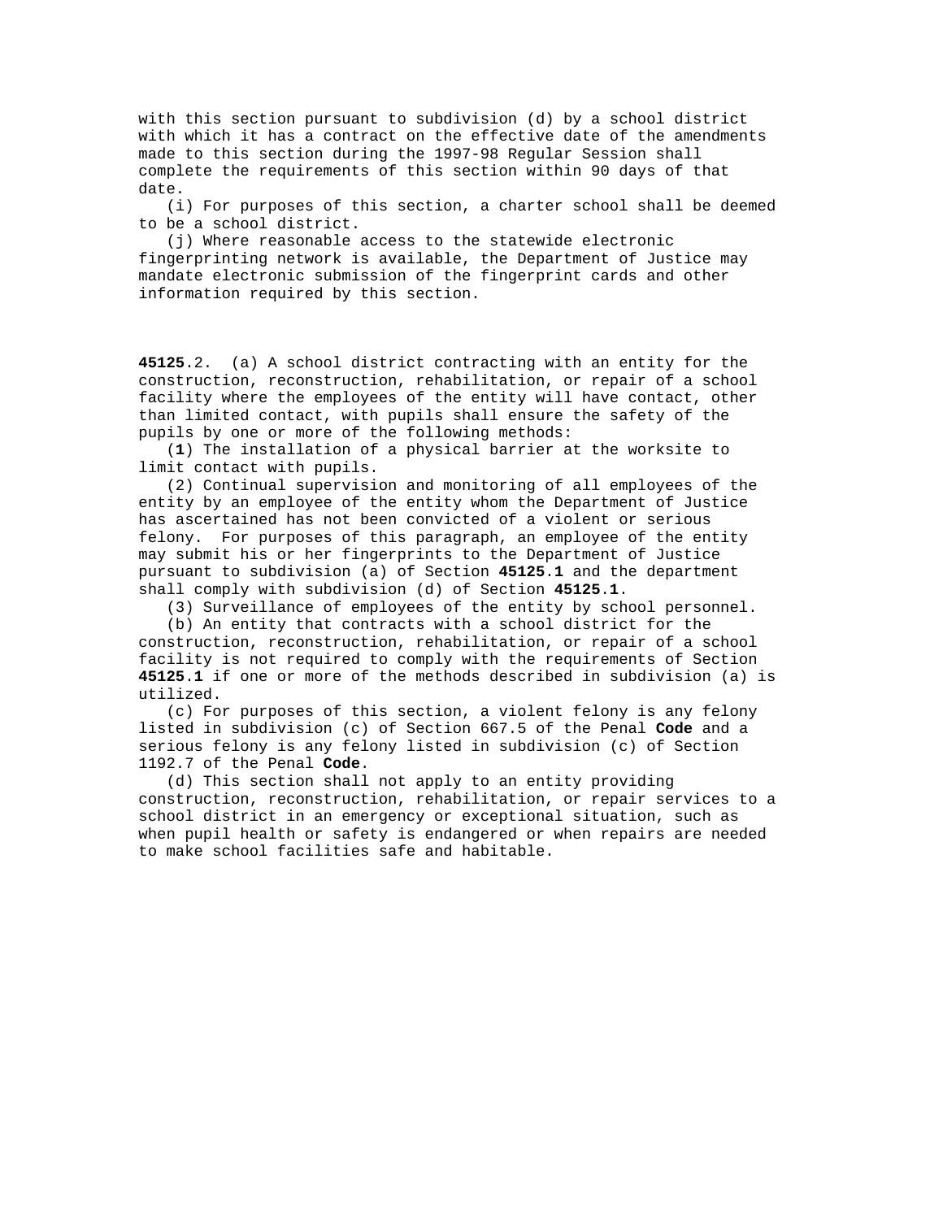with this section pursuant to subdivision (d) by a school district with which it has a contract on the effective date of the amendments made to this section during the 1997-98 Regular Session shall complete the requirements of this section within 90 days of that date.

(i) For purposes of this section, a charter school shall be deemed to be a school district.

(j) Where reasonable access to the statewide electronic fingerprinting network is available, the Department of Justice may mandate electronic submission of the fingerprint cards and other information required by this section.

**45125**.2. (a) A school district contracting with an entity for the construction, reconstruction, rehabilitation, or repair of a school facility where the employees of the entity will have contact, other than limited contact, with pupils shall ensure the safety of the pupils by one or more of the following methods:

(**1**) The installation of a physical barrier at the worksite to limit contact with pupils.

(2) Continual supervision and monitoring of all employees of the entity by an employee of the entity whom the Department of Justice has ascertained has not been convicted of a violent or serious felony. For purposes of this paragraph, an employee of the entity may submit his or her fingerprints to the Department of Justice pursuant to subdivision (a) of Section **45125**.**1** and the department shall comply with subdivision (d) of Section **45125**.**1**.

(3) Surveillance of employees of the entity by school personnel.

(b) An entity that contracts with a school district for the construction, reconstruction, rehabilitation, or repair of a school facility is not required to comply with the requirements of Section **45125**.**1** if one or more of the methods described in subdivision (a) is utilized.

(c) For purposes of this section, a violent felony is any felony listed in subdivision (c) of Section 667.5 of the Penal **Code** and a serious felony is any felony listed in subdivision (c) of Section 1192.7 of the Penal **Code**.

(d) This section shall not apply to an entity providing construction, reconstruction, rehabilitation, or repair services to a school district in an emergency or exceptional situation, such as when pupil health or safety is endangered or when repairs are needed to make school facilities safe and habitable.